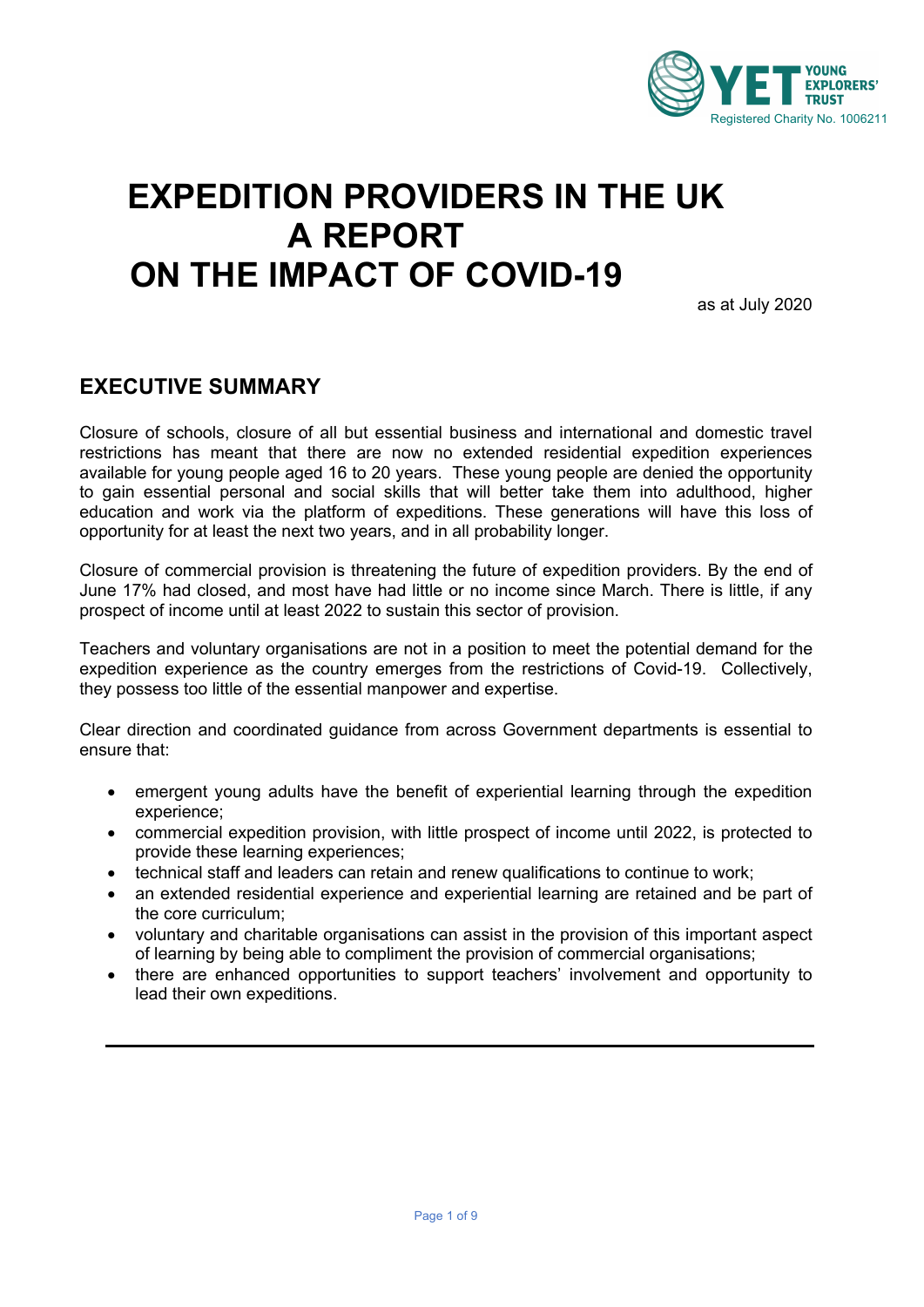YOUNG EXPLORERS' TRUST

Registered Charity No. 1006211

# EXPEDITION PROVIDERS IN THE UK
# A REPORT
# ON THE IMPACT OF COVID-19

as at July 2020

## EXECUTIVE SUMMARY

Closure of schools, closure of all but essential business and international and domestic travel restrictions has meant that there are now no extended residential expedition experiences available for young people aged 16 to 20 years. These young people are denied the opportunity to gain essential personal and social skills that will better take them into adulthood, higher education and work via the platform of expeditions. These generations will have this loss of opportunity for at least the next two years, and in all probability longer.

Closure of commercial provision is threatening the future of expedition providers. By the end of June 17% had closed, and most have had little or no income since March. There is little, if any prospect of income until at least 2022 to sustain this sector of provision.

Teachers and voluntary organisations are not in a position to meet the potential demand for the expedition experience as the country emerges from the restrictions of Covid-19. Collectively, they possess too little of the essential manpower and expertise.

Clear direction and coordinated guidance from across Government departments is essential to ensure that:

- emergent young adults have the benefit of experiential learning through the expedition experience;
- commercial expedition provision, with little prospect of income until 2022, is protected to provide these learning experiences;
- technical staff and leaders can retain and renew qualifications to continue to work;
- an extended residential experience and experiential learning are retained and be part of the core curriculum;
- voluntary and charitable organisations can assist in the provision of this important aspect of learning by being able to compliment the provision of commercial organisations;
- there are enhanced opportunities to support teachers' involvement and opportunity to lead their own expeditions.

---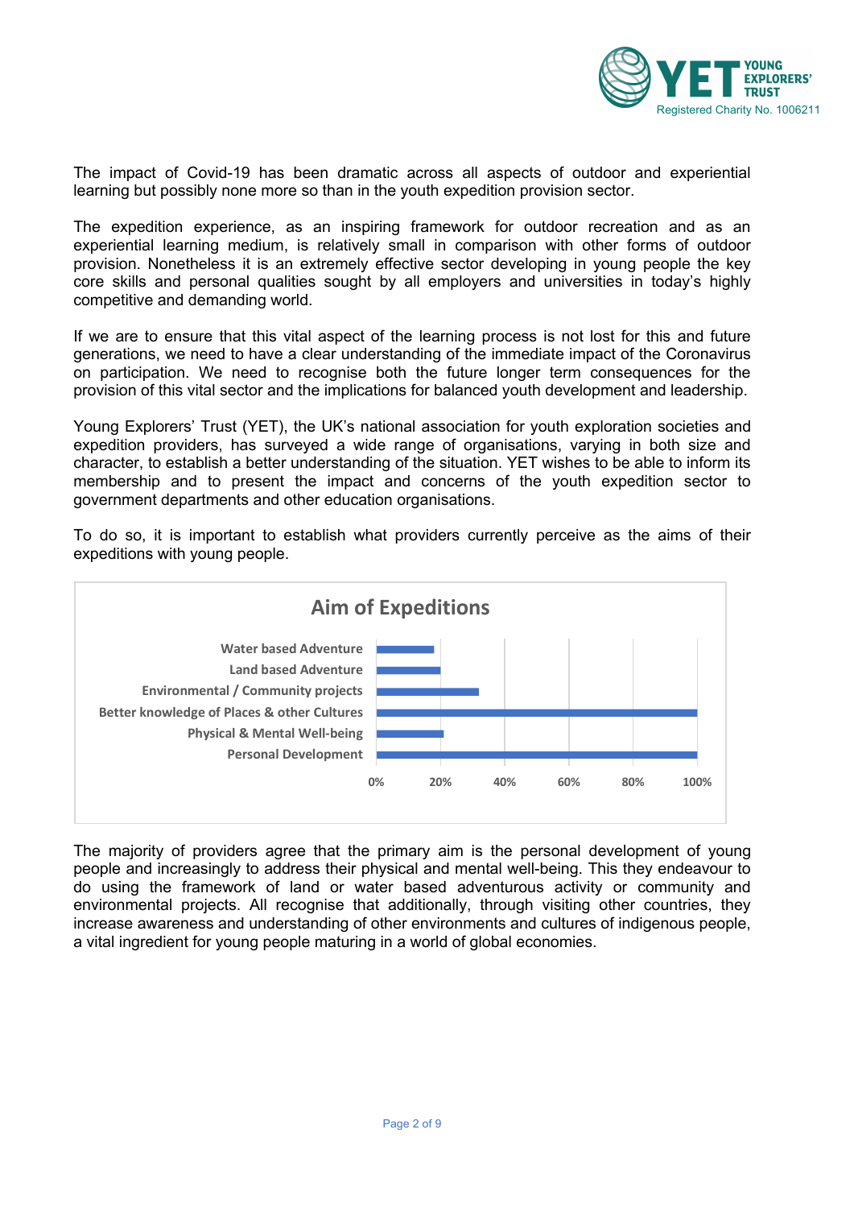The impact of Covid-19 has been dramatic across all aspects of outdoor and experiential learning but possibly none more so than in the youth expedition provision sector.

The expedition experience, as an inspiring framework for outdoor recreation and as an experiential learning medium, is relatively small in comparison with other forms of outdoor provision. Nonetheless it is an extremely effective sector developing in young people the key core skills and personal qualities sought by all employers and universities in today's highly competitive and demanding world.

If we are to ensure that this vital aspect of the learning process is not lost for this and future generations, we need to have a clear understanding of the immediate impact of the Coronavirus on participation. We need to recognise both the future longer term consequences for the provision of this vital sector and the implications for balanced youth development and leadership.

Young Explorers' Trust (YET), the UK's national association for youth exploration societies and expedition providers, has surveyed a wide range of organisations, varying in both size and character, to establish a better understanding of the situation. YET wishes to be able to inform its membership and to present the impact and concerns of the youth expedition sector to government departments and other education organisations.

To do so, it is important to establish what providers currently perceive as the aims of their expeditions with young people.

**Aim of Expeditions**

- Water based Adventure
- Land based Adventure
- Environmental / Community projects
- Better knowledge of Places & other Cultures
- Physical & Mental Well-being
- Personal Development

(Axis: 0%, 20%, 40%, 60%, 80%, 100%)

The majority of providers agree that the primary aim is the personal development of young people and increasingly to address their physical and mental well-being. This they endeavour to do using the framework of land or water based adventurous activity or community and environmental projects. All recognise that additionally, through visiting other countries, they increase awareness and understanding of other environments and cultures of indigenous people, a vital ingredient for young people maturing in a world of global economies.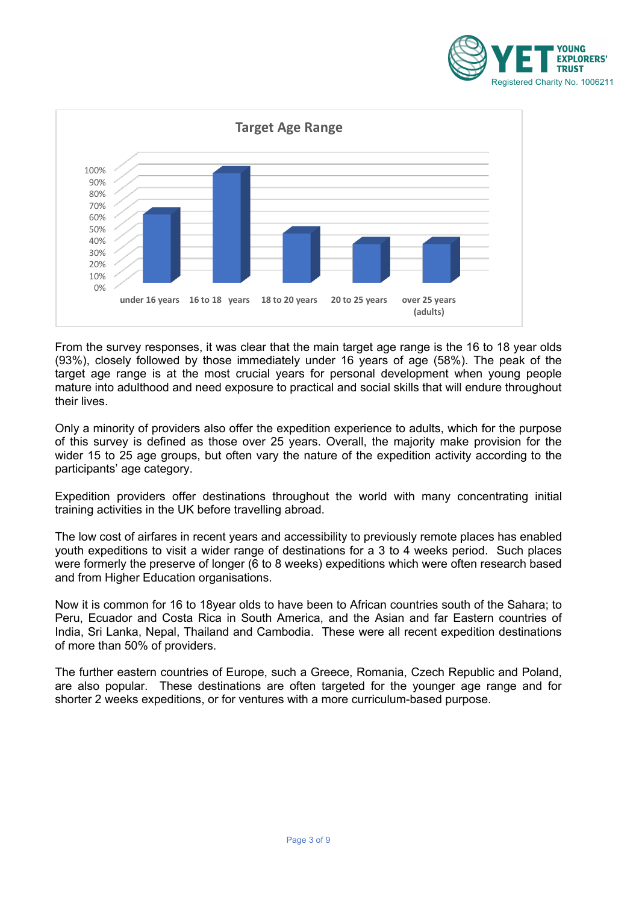**Target Age Range**

From the survey responses, it was clear that the main target age range is the 16 to 18 year olds (93%), closely followed by those immediately under 16 years of age (58%). The peak of the target age range is at the most crucial years for personal development when young people mature into adulthood and need exposure to practical and social skills that will endure throughout their lives.

Only a minority of providers also offer the expedition experience to adults, which for the purpose of this survey is defined as those over 25 years. Overall, the majority make provision for the wider 15 to 25 age groups, but often vary the nature of the expedition activity according to the participants' age category.

Expedition providers offer destinations throughout the world with many concentrating initial training activities in the UK before travelling abroad.

The low cost of airfares in recent years and accessibility to previously remote places has enabled youth expeditions to visit a wider range of destinations for a 3 to 4 weeks period. Such places were formerly the preserve of longer (6 to 8 weeks) expeditions which were often research based and from Higher Education organisations.

Now it is common for 16 to 18year olds to have been to African countries south of the Sahara; to Peru, Ecuador and Costa Rica in South America, and the Asian and far Eastern countries of India, Sri Lanka, Nepal, Thailand and Cambodia. These were all recent expedition destinations of more than 50% of providers.

The further eastern countries of Europe, such a Greece, Romania, Czech Republic and Poland, are also popular. These destinations are often targeted for the younger age range and for shorter 2 weeks expeditions, or for ventures with a more curriculum-based purpose.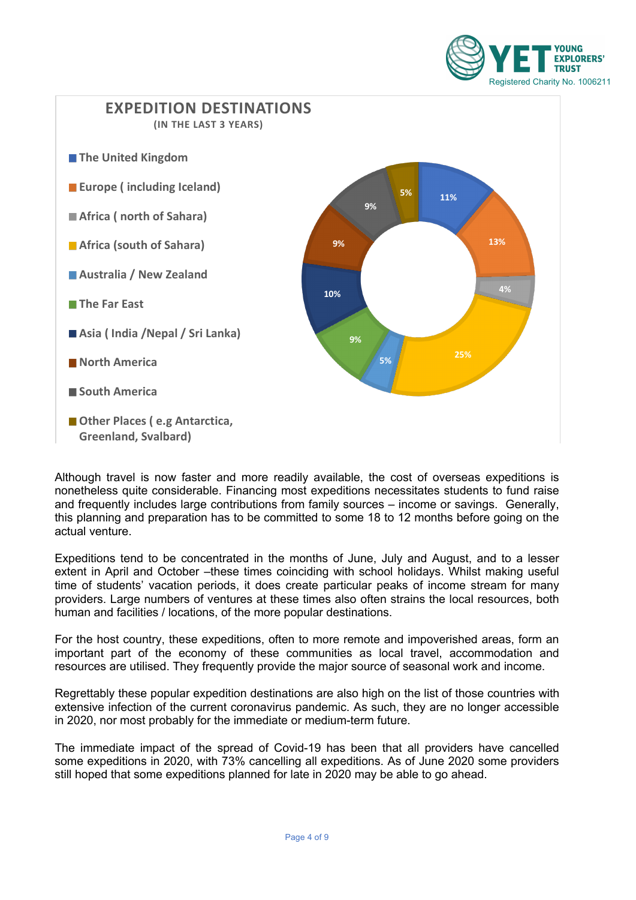## EXPEDITION DESTINATIONS
**(IN THE LAST 3 YEARS)**

| Destination | Share |
|---|---|
| The United Kingdom | 11% |
| Europe ( including Iceland) | 13% |
| Africa ( north of Sahara) | 4% |
| Africa (south of Sahara) | 25% |
| Australia / New Zealand | 5% |
| The Far East | 9% |
| Asia ( India /Nepal / Sri Lanka) | 10% |
| North America | 9% |
| South America | 9% |
| Other Places ( e.g Antarctica, Greenland, Svalbard) | 5% |

Although travel is now faster and more readily available, the cost of overseas expeditions is nonetheless quite considerable. Financing most expeditions necessitates students to fund raise and frequently includes large contributions from family sources – income or savings. Generally, this planning and preparation has to be committed to some 18 to 12 months before going on the actual venture.

Expeditions tend to be concentrated in the months of June, July and August, and to a lesser extent in April and October –these times coinciding with school holidays. Whilst making useful time of students' vacation periods, it does create particular peaks of income stream for many providers. Large numbers of ventures at these times also often strains the local resources, both human and facilities / locations, of the more popular destinations.

For the host country, these expeditions, often to more remote and impoverished areas, form an important part of the economy of these communities as local travel, accommodation and resources are utilised. They frequently provide the major source of seasonal work and income.

Regrettably these popular expedition destinations are also high on the list of those countries with extensive infection of the current coronavirus pandemic. As such, they are no longer accessible in 2020, nor most probably for the immediate or medium-term future.

The immediate impact of the spread of Covid-19 has been that all providers have cancelled some expeditions in 2020, with 73% cancelling all expeditions. As of June 2020 some providers still hoped that some expeditions planned for late in 2020 may be able to go ahead.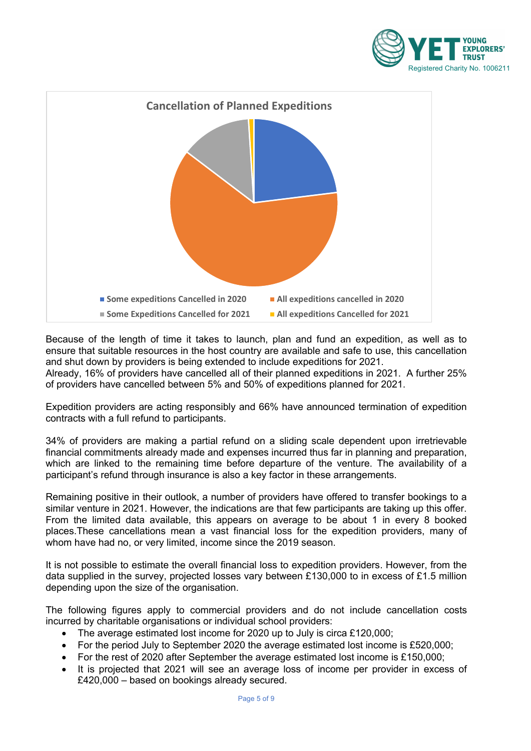**Cancellation of Planned Expeditions**

- Some expeditions Cancelled in 2020
- All expeditions cancelled in 2020
- Some Expeditions Cancelled for 2021
- All expeditions Cancelled for 2021

Because of the length of time it takes to launch, plan and fund an expedition, as well as to ensure that suitable resources in the host country are available and safe to use, this cancellation and shut down by providers is being extended to include expeditions for 2021.
Already, 16% of providers have cancelled all of their planned expeditions in 2021. A further 25% of providers have cancelled between 5% and 50% of expeditions planned for 2021.

Expedition providers are acting responsibly and 66% have announced termination of expedition contracts with a full refund to participants.

34% of providers are making a partial refund on a sliding scale dependent upon irretrievable financial commitments already made and expenses incurred thus far in planning and preparation, which are linked to the remaining time before departure of the venture. The availability of a participant's refund through insurance is also a key factor in these arrangements.

Remaining positive in their outlook, a number of providers have offered to transfer bookings to a similar venture in 2021. However, the indications are that few participants are taking up this offer. From the limited data available, this appears on average to be about 1 in every 8 booked places.These cancellations mean a vast financial loss for the expedition providers, many of whom have had no, or very limited, income since the 2019 season.

It is not possible to estimate the overall financial loss to expedition providers. However, from the data supplied in the survey, projected losses vary between £130,000 to in excess of £1.5 million depending upon the size of the organisation.

The following figures apply to commercial providers and do not include cancellation costs incurred by charitable organisations or individual school providers:

- The average estimated lost income for 2020 up to July is circa £120,000;
- For the period July to September 2020 the average estimated lost income is £520,000;
- For the rest of 2020 after September the average estimated lost income is £150,000;
- It is projected that 2021 will see an average loss of income per provider in excess of £420,000 – based on bookings already secured.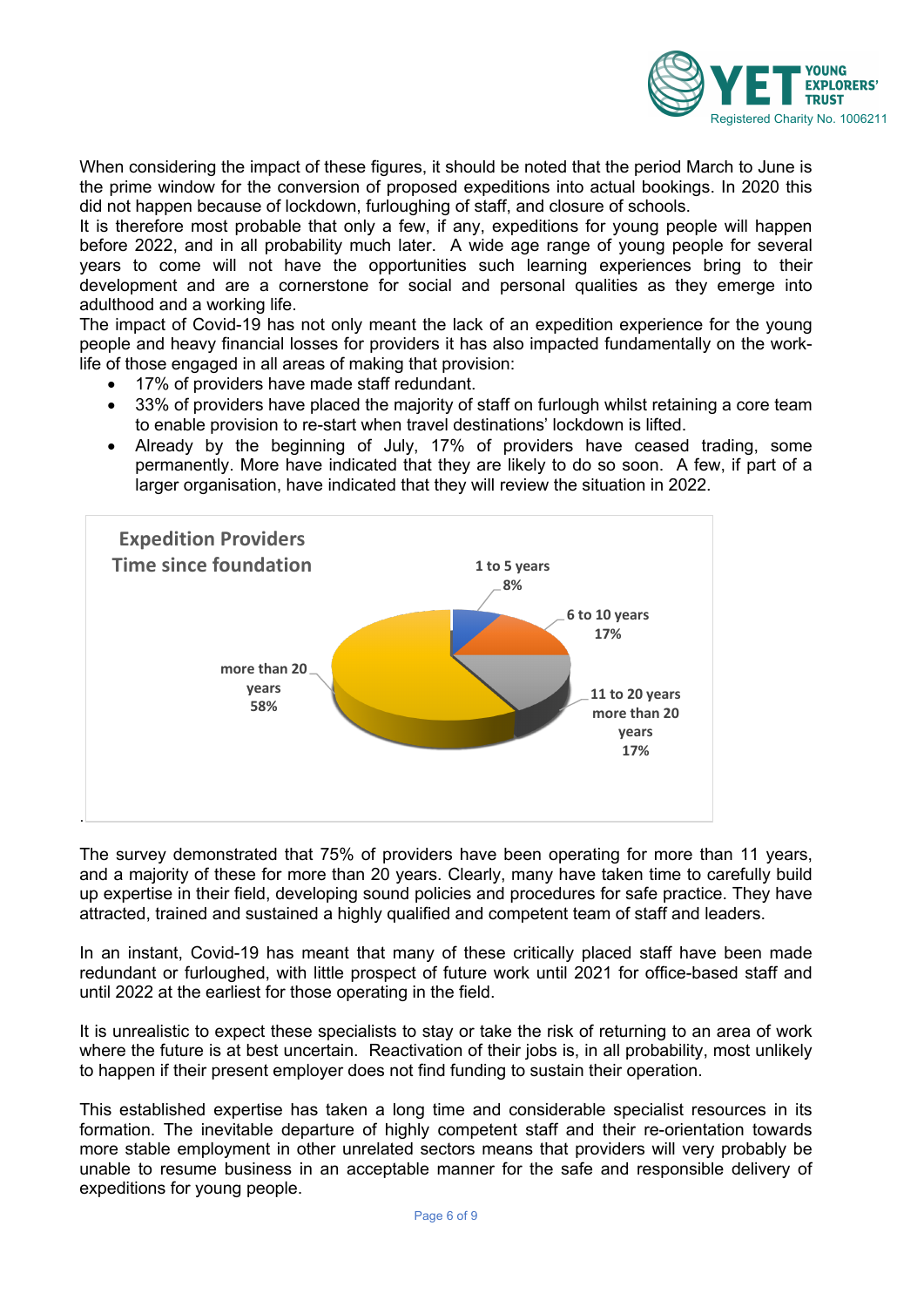When considering the impact of these figures, it should be noted that the period March to June is the prime window for the conversion of proposed expeditions into actual bookings. In 2020 this did not happen because of lockdown, furloughing of staff, and closure of schools.

It is therefore most probable that only a few, if any, expeditions for young people will happen before 2022, and in all probability much later. A wide age range of young people for several years to come will not have the opportunities such learning experiences bring to their development and are a cornerstone for social and personal qualities as they emerge into adulthood and a working life.

The impact of Covid-19 has not only meant the lack of an expedition experience for the young people and heavy financial losses for providers it has also impacted fundamentally on the work-life of those engaged in all areas of making that provision:

- 17% of providers have made staff redundant.
- 33% of providers have placed the majority of staff on furlough whilst retaining a core team to enable provision to re-start when travel destinations' lockdown is lifted.
- Already by the beginning of July, 17% of providers have ceased trading, some permanently. More have indicated that they are likely to do so soon. A few, if part of a larger organisation, have indicated that they will review the situation in 2022.

**Expedition Providers Time since foundation**

| Time since foundation | Percentage |
|---|---|
| 1 to 5 years | 8% |
| 6 to 10 years | 17% |
| 11 to 20 years more than 20 years | 17% |
| more than 20 years | 58% |

The survey demonstrated that 75% of providers have been operating for more than 11 years, and a majority of these for more than 20 years. Clearly, many have taken time to carefully build up expertise in their field, developing sound policies and procedures for safe practice. They have attracted, trained and sustained a highly qualified and competent team of staff and leaders.

In an instant, Covid-19 has meant that many of these critically placed staff have been made redundant or furloughed, with little prospect of future work until 2021 for office-based staff and until 2022 at the earliest for those operating in the field.

It is unrealistic to expect these specialists to stay or take the risk of returning to an area of work where the future is at best uncertain. Reactivation of their jobs is, in all probability, most unlikely to happen if their present employer does not find funding to sustain their operation.

This established expertise has taken a long time and considerable specialist resources in its formation. The inevitable departure of highly competent staff and their re-orientation towards more stable employment in other unrelated sectors means that providers will very probably be unable to resume business in an acceptable manner for the safe and responsible delivery of expeditions for young people.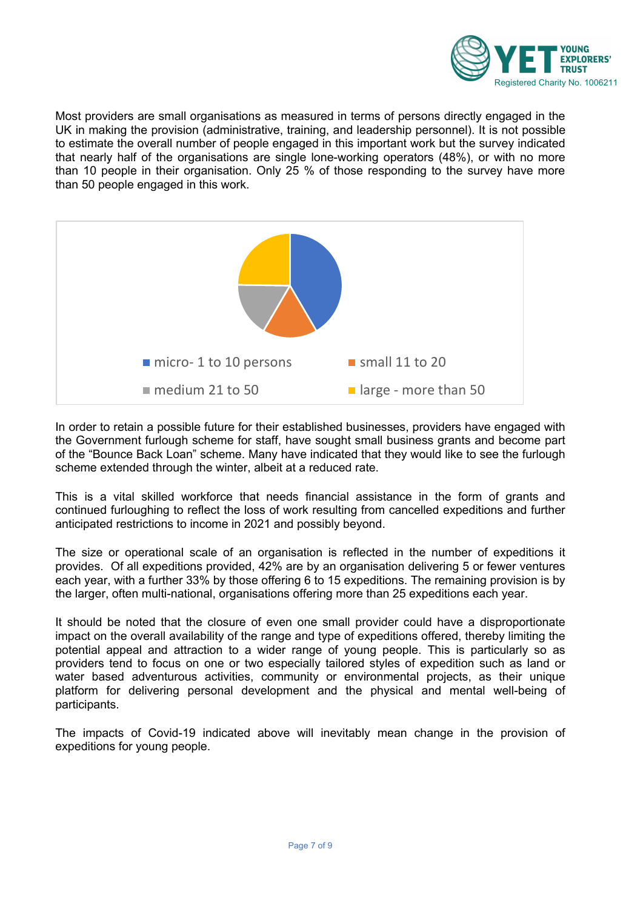Most providers are small organisations as measured in terms of persons directly engaged in the UK in making the provision (administrative, training, and leadership personnel). It is not possible to estimate the overall number of people engaged in this important work but the survey indicated that nearly half of the organisations are single lone-working operators (48%), or with no more than 10 people in their organisation. Only 25 % of those responding to the survey have more than 50 people engaged in this work.

- micro- 1 to 10 persons
- small 11 to 20
- medium 21 to 50
- large - more than 50

In order to retain a possible future for their established businesses, providers have engaged with the Government furlough scheme for staff, have sought small business grants and become part of the "Bounce Back Loan" scheme. Many have indicated that they would like to see the furlough scheme extended through the winter, albeit at a reduced rate.

This is a vital skilled workforce that needs financial assistance in the form of grants and continued furloughing to reflect the loss of work resulting from cancelled expeditions and further anticipated restrictions to income in 2021 and possibly beyond.

The size or operational scale of an organisation is reflected in the number of expeditions it provides. Of all expeditions provided, 42% are by an organisation delivering 5 or fewer ventures each year, with a further 33% by those offering 6 to 15 expeditions. The remaining provision is by the larger, often multi-national, organisations offering more than 25 expeditions each year.

It should be noted that the closure of even one small provider could have a disproportionate impact on the overall availability of the range and type of expeditions offered, thereby limiting the potential appeal and attraction to a wider range of young people. This is particularly so as providers tend to focus on one or two especially tailored styles of expedition such as land or water based adventurous activities, community or environmental projects, as their unique platform for delivering personal development and the physical and mental well-being of participants.

The impacts of Covid-19 indicated above will inevitably mean change in the provision of expeditions for young people.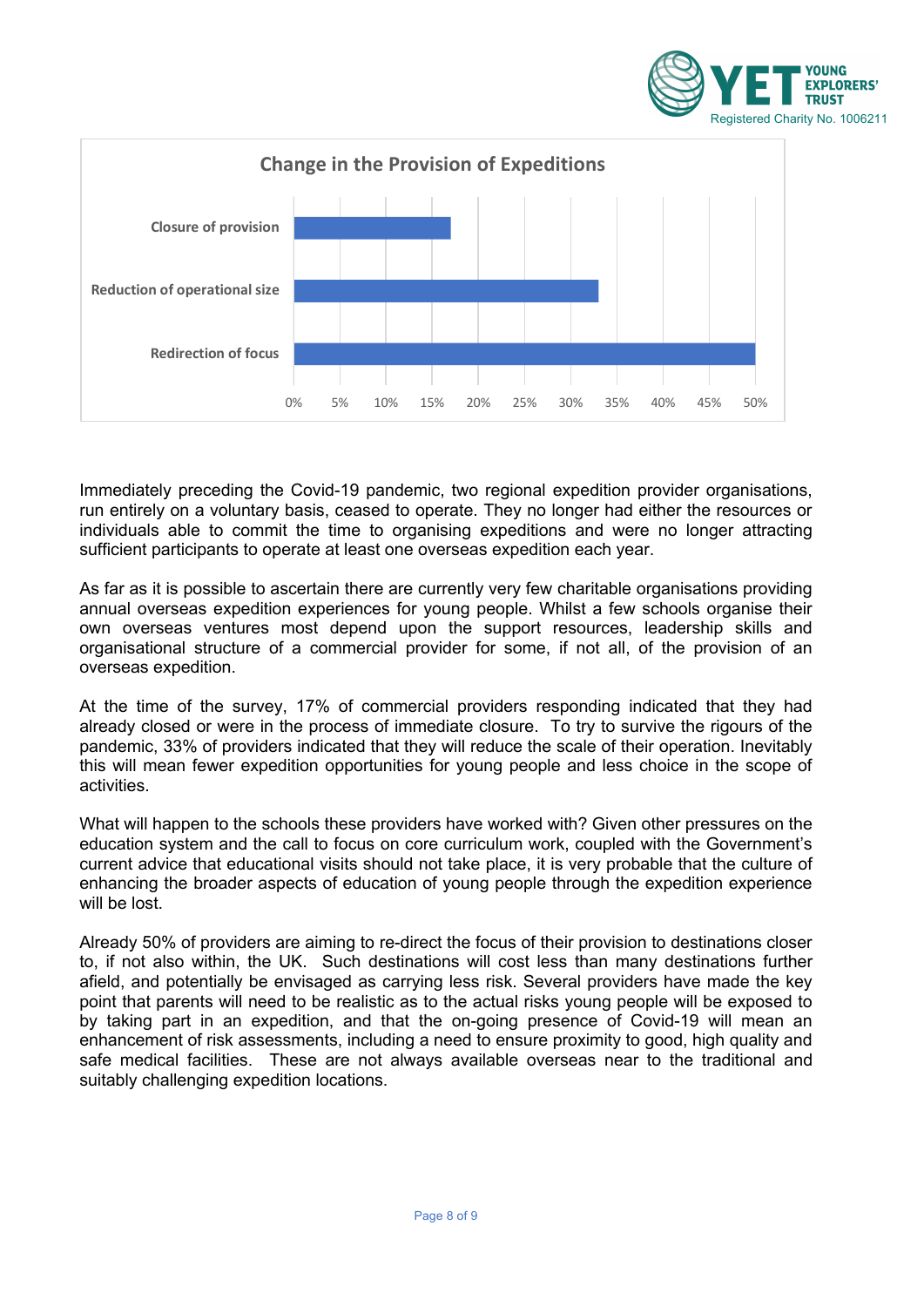**Change in the Provision of Expeditions**

| Change | Percentage |
|---|---|
| Closure of provision | 17% |
| Reduction of operational size | 33% |
| Redirection of focus | 50% |

Immediately preceding the Covid-19 pandemic, two regional expedition provider organisations, run entirely on a voluntary basis, ceased to operate. They no longer had either the resources or individuals able to commit the time to organising expeditions and were no longer attracting sufficient participants to operate at least one overseas expedition each year.

As far as it is possible to ascertain there are currently very few charitable organisations providing annual overseas expedition experiences for young people. Whilst a few schools organise their own overseas ventures most depend upon the support resources, leadership skills and organisational structure of a commercial provider for some, if not all, of the provision of an overseas expedition.

At the time of the survey, 17% of commercial providers responding indicated that they had already closed or were in the process of immediate closure. To try to survive the rigours of the pandemic, 33% of providers indicated that they will reduce the scale of their operation. Inevitably this will mean fewer expedition opportunities for young people and less choice in the scope of activities.

What will happen to the schools these providers have worked with? Given other pressures on the education system and the call to focus on core curriculum work, coupled with the Government's current advice that educational visits should not take place, it is very probable that the culture of enhancing the broader aspects of education of young people through the expedition experience will be lost.

Already 50% of providers are aiming to re-direct the focus of their provision to destinations closer to, if not also within, the UK. Such destinations will cost less than many destinations further afield, and potentially be envisaged as carrying less risk. Several providers have made the key point that parents will need to be realistic as to the actual risks young people will be exposed to by taking part in an expedition, and that the on-going presence of Covid-19 will mean an enhancement of risk assessments, including a need to ensure proximity to good, high quality and safe medical facilities. These are not always available overseas near to the traditional and suitably challenging expedition locations.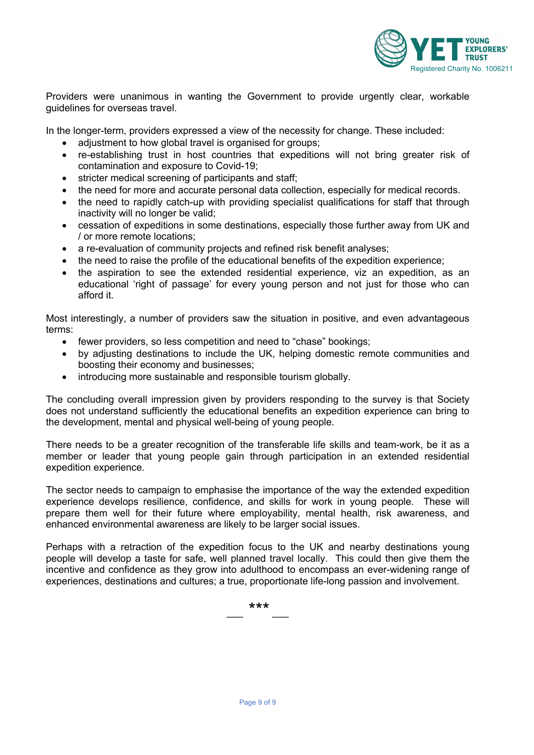Providers were unanimous in wanting the Government to provide urgently clear, workable guidelines for overseas travel.

In the longer-term, providers expressed a view of the necessity for change. These included:

- adjustment to how global travel is organised for groups;
- re-establishing trust in host countries that expeditions will not bring greater risk of contamination and exposure to Covid-19;
- stricter medical screening of participants and staff;
- the need for more and accurate personal data collection, especially for medical records.
- the need to rapidly catch-up with providing specialist qualifications for staff that through inactivity will no longer be valid;
- cessation of expeditions in some destinations, especially those further away from UK and / or more remote locations;
- a re-evaluation of community projects and refined risk benefit analyses;
- the need to raise the profile of the educational benefits of the expedition experience;
- the aspiration to see the extended residential experience, viz an expedition, as an educational 'right of passage' for every young person and not just for those who can afford it.

Most interestingly, a number of providers saw the situation in positive, and even advantageous terms:

- fewer providers, so less competition and need to "chase" bookings;
- by adjusting destinations to include the UK, helping domestic remote communities and boosting their economy and businesses;
- introducing more sustainable and responsible tourism globally.

The concluding overall impression given by providers responding to the survey is that Society does not understand sufficiently the educational benefits an expedition experience can bring to the development, mental and physical well-being of young people.

There needs to be a greater recognition of the transferable life skills and team-work, be it as a member or leader that young people gain through participation in an extended residential expedition experience.

The sector needs to campaign to emphasise the importance of the way the extended expedition experience develops resilience, confidence, and skills for work in young people. These will prepare them well for their future where employability, mental health, risk awareness, and enhanced environmental awareness are likely to be larger social issues.

Perhaps with a retraction of the expedition focus to the UK and nearby destinations young people will develop a taste for safe, well planned travel locally. This could then give them the incentive and confidence as they grow into adulthood to encompass an ever-widening range of experiences, destinations and cultures; a true, proportionate life-long passion and involvement.

***